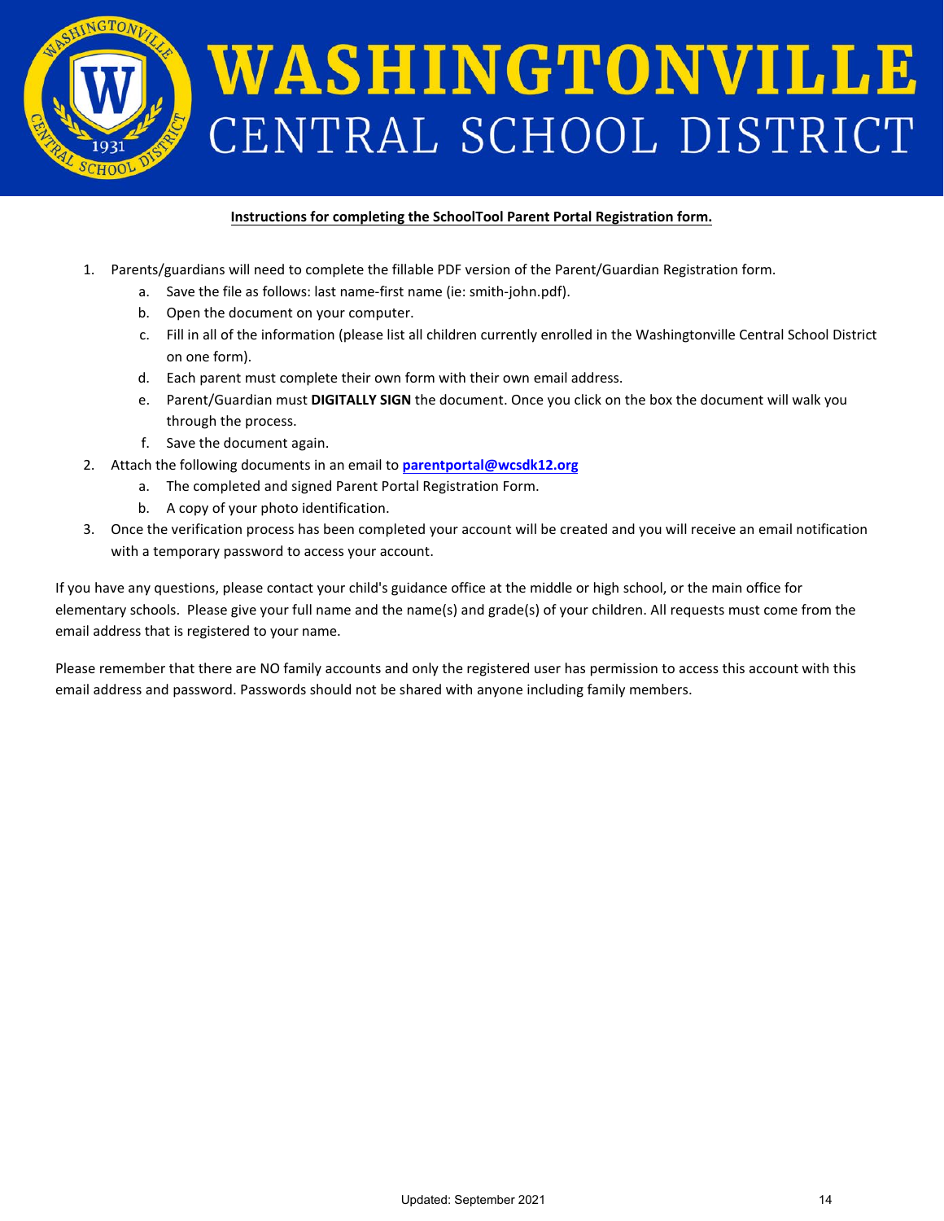# WASHINGTONVILLE CENTRAL SCHOOL DISTRICT

**Instructions for completing the SchoolTool Parent Portal Registration form.**

1. Parents/guardians will need to complete the fillable PDF version of the Parent/Guardian Registration form.
   a. Save the file as follows: last name-first name (ie: smith-john.pdf).
   b. Open the document on your computer.
   c. Fill in all of the information (please list all children currently enrolled in the Washingtonville Central School District on one form).
   d. Each parent must complete their own form with their own email address.
   e. Parent/Guardian must **DIGITALLY SIGN** the document. Once you click on the box the document will walk you through the process.
   f. Save the document again.
2. Attach the following documents in an email to **parentportal@wcsdk12.org**
   a. The completed and signed Parent Portal Registration Form.
   b. A copy of your photo identification.
3. Once the verification process has been completed your account will be created and you will receive an email notification with a temporary password to access your account.

If you have any questions, please contact your child's guidance office at the middle or high school, or the main office for elementary schools. Please give your full name and the name(s) and grade(s) of your children. All requests must come from the email address that is registered to your name.

Please remember that there are NO family accounts and only the registered user has permission to access this account with this email address and password. Passwords should not be shared with anyone including family members.

Updated: September 2021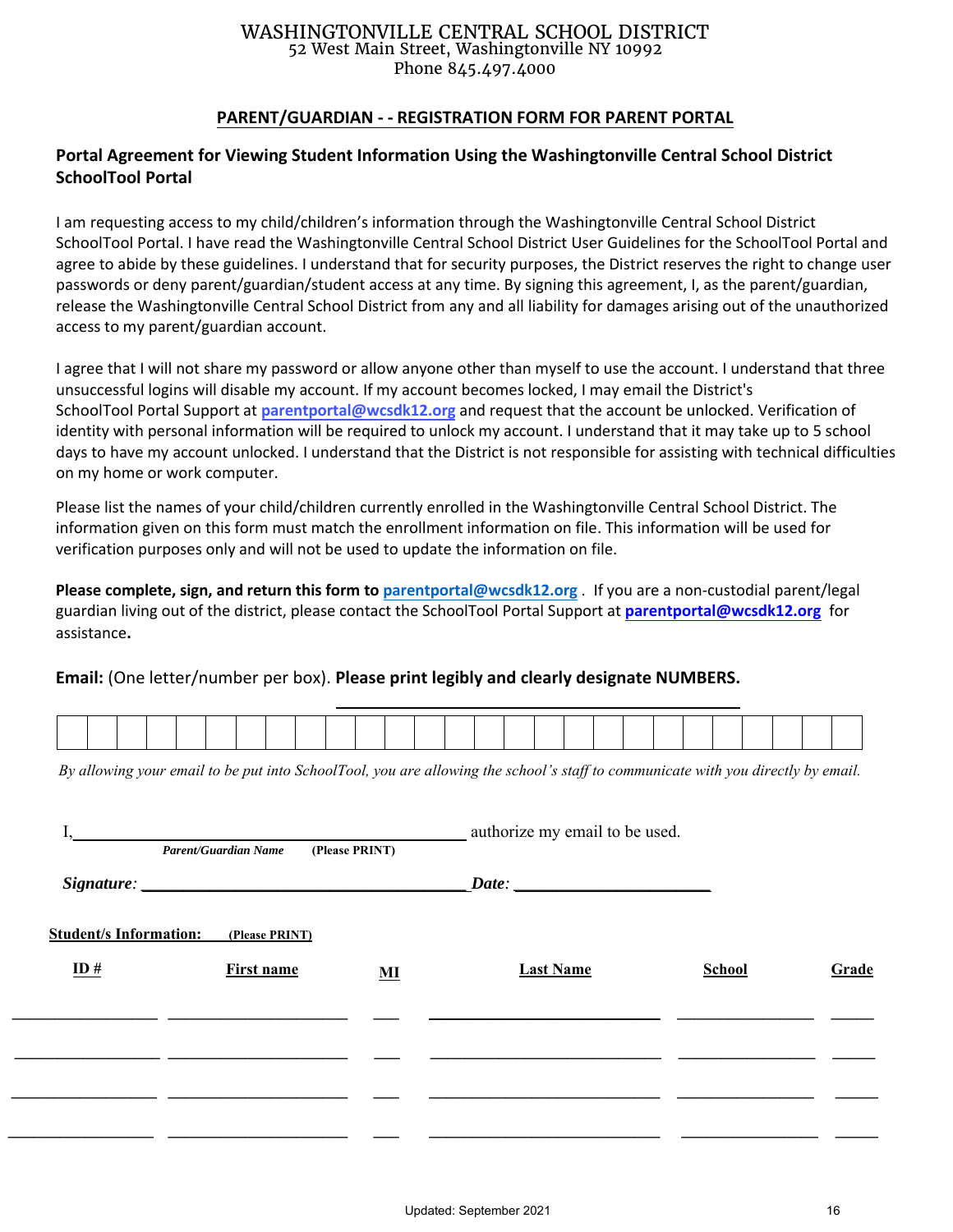WASHINGTONVILLE CENTRAL SCHOOL DISTRICT
52 West Main Street, Washingtonville NY 10992
Phone 845.497.4000

## PARENT/GUARDIAN - - REGISTRATION FORM FOR PARENT PORTAL

### Portal Agreement for Viewing Student Information Using the Washingtonville Central School District SchoolTool Portal

I am requesting access to my child/children's information through the Washingtonville Central School District SchoolTool Portal. I have read the Washingtonville Central School District User Guidelines for the SchoolTool Portal and agree to abide by these guidelines. I understand that for security purposes, the District reserves the right to change user passwords or deny parent/guardian/student access at any time. By signing this agreement, I, as the parent/guardian, release the Washingtonville Central School District from any and all liability for damages arising out of the unauthorized access to my parent/guardian account.

I agree that I will not share my password or allow anyone other than myself to use the account. I understand that three unsuccessful logins will disable my account. If my account becomes locked, I may email the District's SchoolTool Portal Support at **parentportal@wcsdk12.org** and request that the account be unlocked. Verification of identity with personal information will be required to unlock my account. I understand that it may take up to 5 school days to have my account unlocked. I understand that the District is not responsible for assisting with technical difficulties on my home or work computer.

Please list the names of your child/children currently enrolled in the Washingtonville Central School District. The information given on this form must match the enrollment information on file. This information will be used for verification purposes only and will not be used to update the information on file.

**Please complete, sign, and return this form to parentportal@wcsdk12.org** . If you are a non-custodial parent/legal guardian living out of the district, please contact the SchoolTool Portal Support at **parentportal@wcsdk12.org** for assistance**.**

**Email:** (One letter/number per box). **Please print legibly and clearly designate NUMBERS.**

| | | | | | | | | | | | | | | | | | | | | | | | | | |
|---|---|---|---|---|---|---|---|---|---|---|---|---|---|---|---|---|---|---|---|---|---|---|---|---|---|
| | | | | | | | | | | | | | | | | | | | | | | | | | |

*By allowing your email to be put into SchoolTool, you are allowing the school's staff to communicate with you directly by email.*

I,\_\_\_\_\_\_\_\_\_\_\_\_\_\_\_\_\_\_\_\_\_\_\_\_\_\_\_\_\_\_\_\_\_\_ authorize my email to be used.
***Parent/Guardian Name*** **(Please PRINT)**

***Signature:*** \_\_\_\_\_\_\_\_\_\_\_\_\_\_\_\_\_\_\_\_\_\_\_\_\_\_\_\_\_\_ ***Date:*** \_\_\_\_\_\_\_\_\_\_\_\_\_\_\_\_\_\_

**Student/s Information:** **(Please PRINT)**

| ID # | First name | MI | Last Name | School | Grade |
|---|---|---|---|---|---|
| | | | | | |
| | | | | | |
| | | | | | |
| | | | | | |

Updated: September 2021